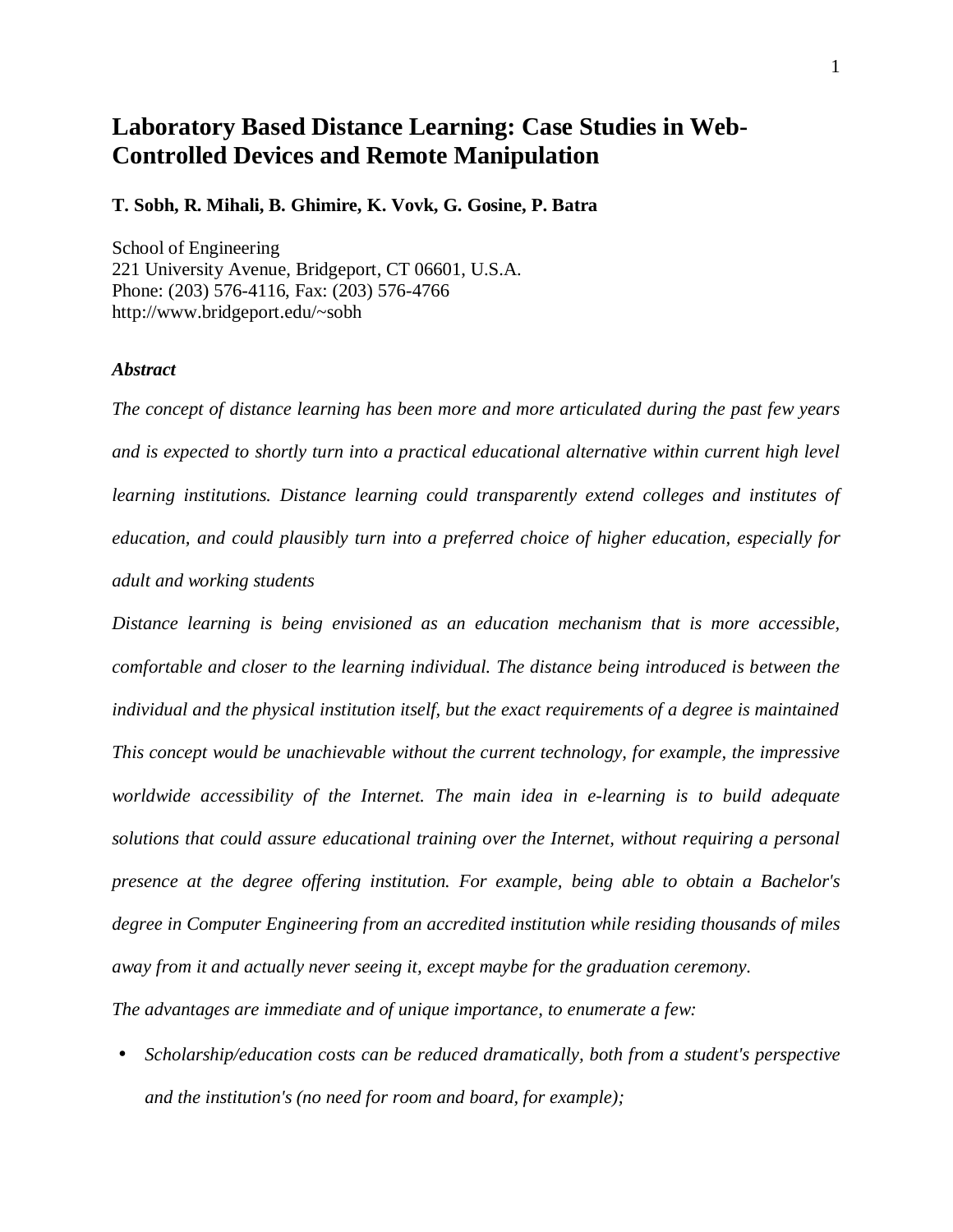# Laboratory Based Distance Learning: Case Studies in Web-Controlled Devices and Remote Manipulation

**T. Sobh, R. Mihali, B. Ghimire, K. Vovk, G. Gosine, P. Batra**

School of Engineering
221 University Avenue, Bridgeport, CT 06601, U.S.A.
Phone: (203) 576-4116, Fax: (203) 576-4766
http://www.bridgeport.edu/~sobh

### *Abstract*

*The concept of distance learning has been more and more articulated during the past few years and is expected to shortly turn into a practical educational alternative within current high level learning institutions. Distance learning could transparently extend colleges and institutes of education, and could plausibly turn into a preferred choice of higher education, especially for adult and working students*

*Distance learning is being envisioned as an education mechanism that is more accessible, comfortable and closer to the learning individual. The distance being introduced is between the individual and the physical institution itself, but the exact requirements of a degree is maintained This concept would be unachievable without the current technology, for example, the impressive worldwide accessibility of the Internet. The main idea in e-learning is to build adequate solutions that could assure educational training over the Internet, without requiring a personal presence at the degree offering institution. For example, being able to obtain a Bachelor's degree in Computer Engineering from an accredited institution while residing thousands of miles away from it and actually never seeing it, except maybe for the graduation ceremony.*

*The advantages are immediate and of unique importance, to enumerate a few:*

- *Scholarship/education costs can be reduced dramatically, both from a student's perspective and the institution's (no need for room and board, for example);*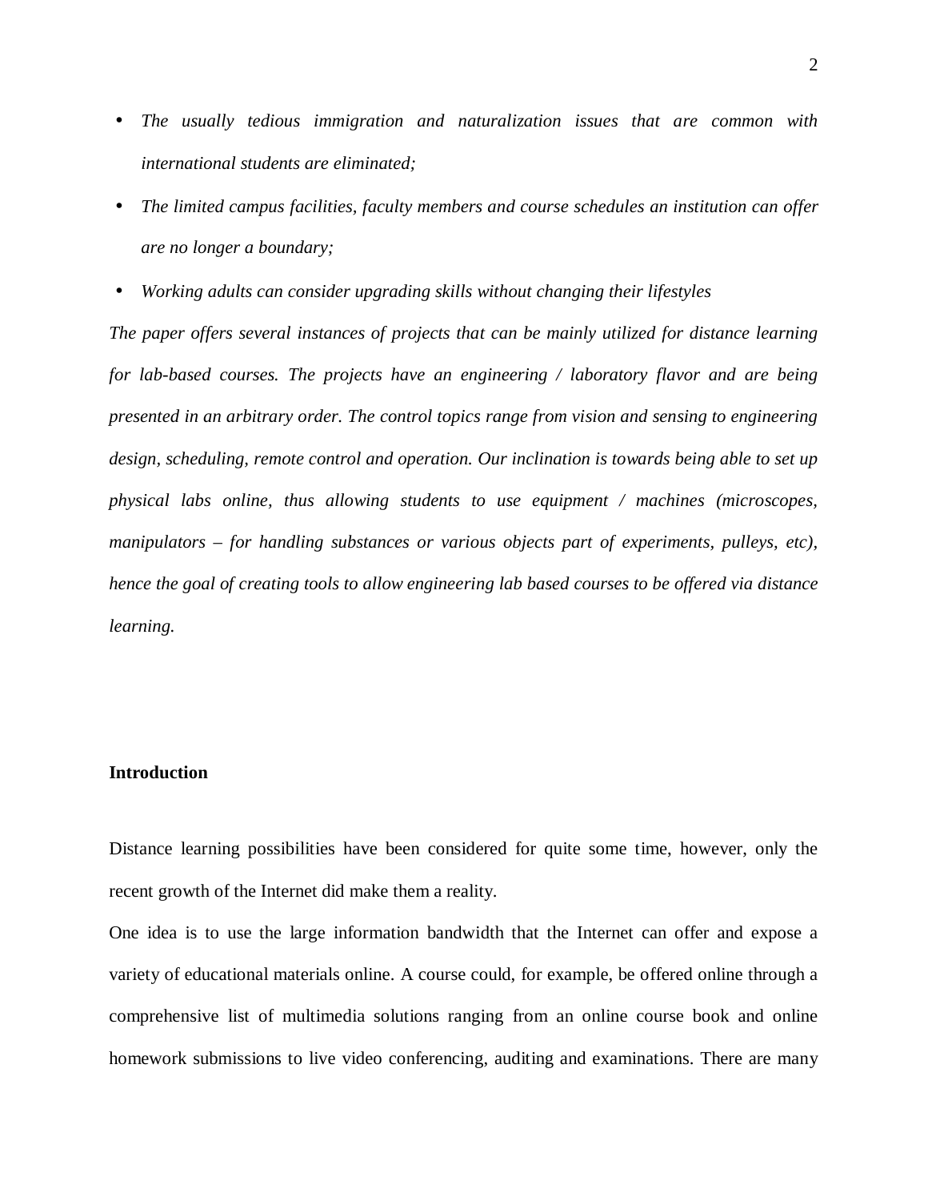- *The usually tedious immigration and naturalization issues that are common with international students are eliminated;*
- *The limited campus facilities, faculty members and course schedules an institution can offer are no longer a boundary;*
- *Working adults can consider upgrading skills without changing their lifestyles*

*The paper offers several instances of projects that can be mainly utilized for distance learning for lab-based courses. The projects have an engineering / laboratory flavor and are being presented in an arbitrary order. The control topics range from vision and sensing to engineering design, scheduling, remote control and operation. Our inclination is towards being able to set up physical labs online, thus allowing students to use equipment / machines (microscopes, manipulators – for handling substances or various objects part of experiments, pulleys, etc), hence the goal of creating tools to allow engineering lab based courses to be offered via distance learning.*

**Introduction**

Distance learning possibilities have been considered for quite some time, however, only the recent growth of the Internet did make them a reality.

One idea is to use the large information bandwidth that the Internet can offer and expose a variety of educational materials online. A course could, for example, be offered online through a comprehensive list of multimedia solutions ranging from an online course book and online homework submissions to live video conferencing, auditing and examinations. There are many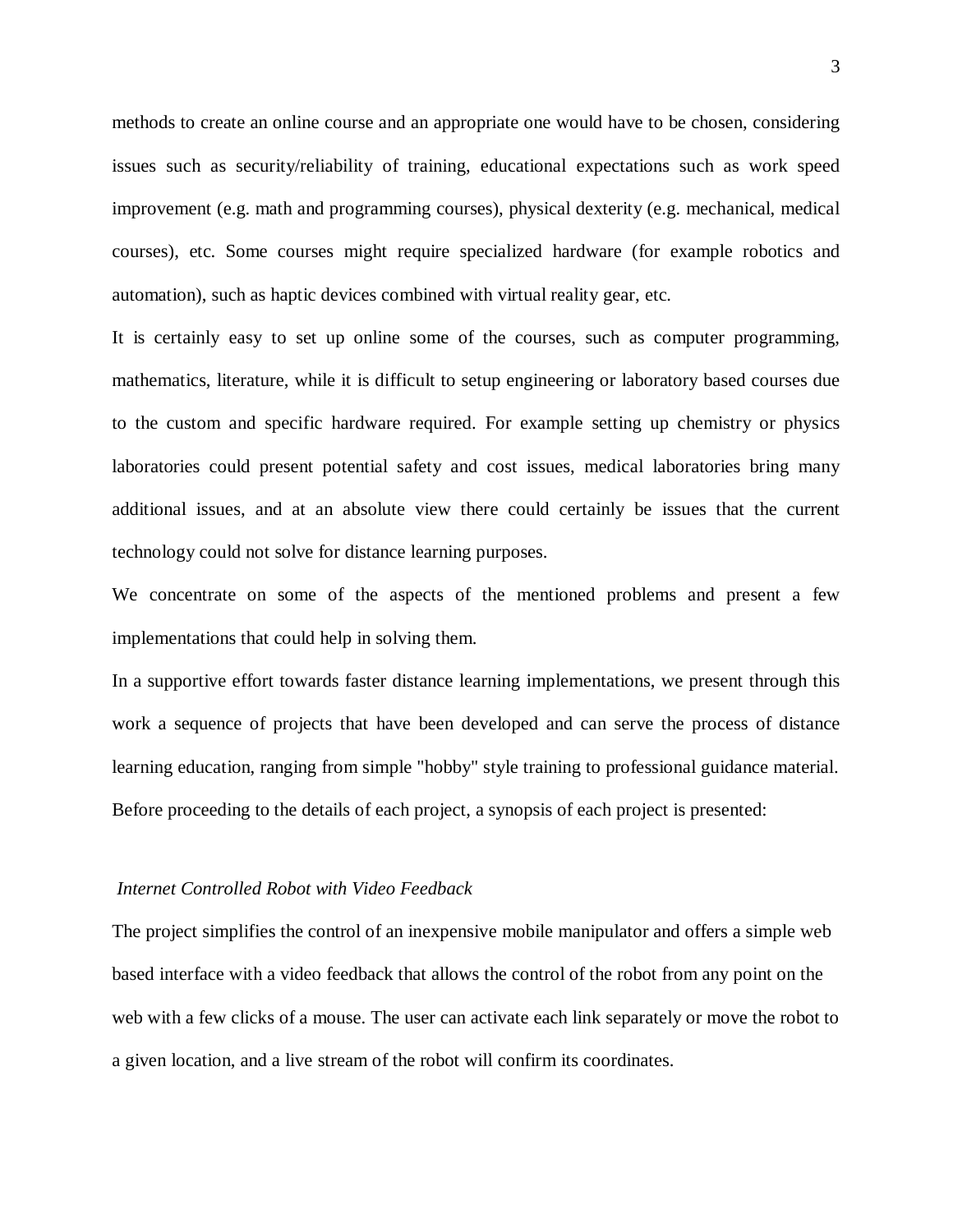methods to create an online course and an appropriate one would have to be chosen, considering issues such as security/reliability of training, educational expectations such as work speed improvement (e.g. math and programming courses), physical dexterity (e.g. mechanical, medical courses), etc. Some courses might require specialized hardware (for example robotics and automation), such as haptic devices combined with virtual reality gear, etc.

It is certainly easy to set up online some of the courses, such as computer programming, mathematics, literature, while it is difficult to setup engineering or laboratory based courses due to the custom and specific hardware required. For example setting up chemistry or physics laboratories could present potential safety and cost issues, medical laboratories bring many additional issues, and at an absolute view there could certainly be issues that the current technology could not solve for distance learning purposes.

We concentrate on some of the aspects of the mentioned problems and present a few implementations that could help in solving them.

In a supportive effort towards faster distance learning implementations, we present through this work a sequence of projects that have been developed and can serve the process of distance learning education, ranging from simple "hobby" style training to professional guidance material. Before proceeding to the details of each project, a synopsis of each project is presented:

*Internet Controlled Robot with Video Feedback*

The project simplifies the control of an inexpensive mobile manipulator and offers a simple web based interface with a video feedback that allows the control of the robot from any point on the web with a few clicks of a mouse. The user can activate each link separately or move the robot to a given location, and a live stream of the robot will confirm its coordinates.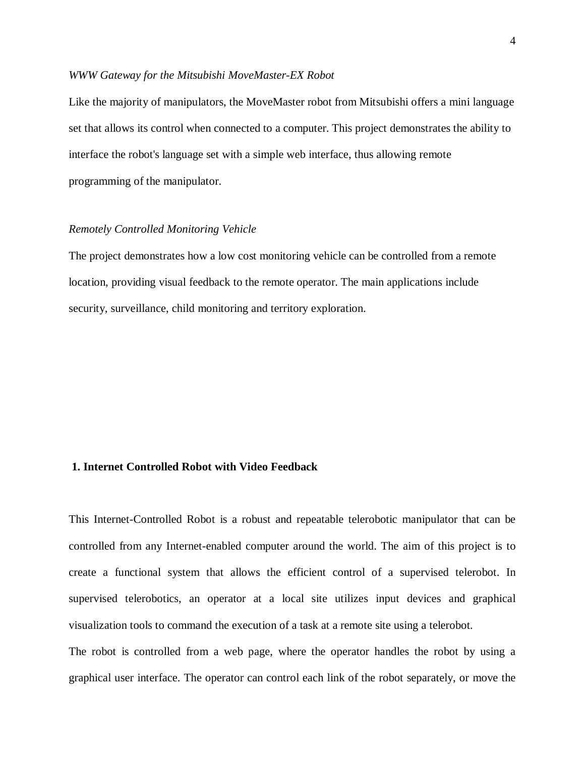*WWW Gateway for the Mitsubishi MoveMaster-EX Robot*

Like the majority of manipulators, the MoveMaster robot from Mitsubishi offers a mini language set that allows its control when connected to a computer. This project demonstrates the ability to interface the robot's language set with a simple web interface, thus allowing remote programming of the manipulator.

*Remotely Controlled Monitoring Vehicle*

The project demonstrates how a low cost monitoring vehicle can be controlled from a remote location, providing visual feedback to the remote operator. The main applications include security, surveillance, child monitoring and territory exploration.

## 1. Internet Controlled Robot with Video Feedback

This Internet-Controlled Robot is a robust and repeatable telerobotic manipulator that can be controlled from any Internet-enabled computer around the world. The aim of this project is to create a functional system that allows the efficient control of a supervised telerobot. In supervised telerobotics, an operator at a local site utilizes input devices and graphical visualization tools to command the execution of a task at a remote site using a telerobot.

The robot is controlled from a web page, where the operator handles the robot by using a graphical user interface. The operator can control each link of the robot separately, or move the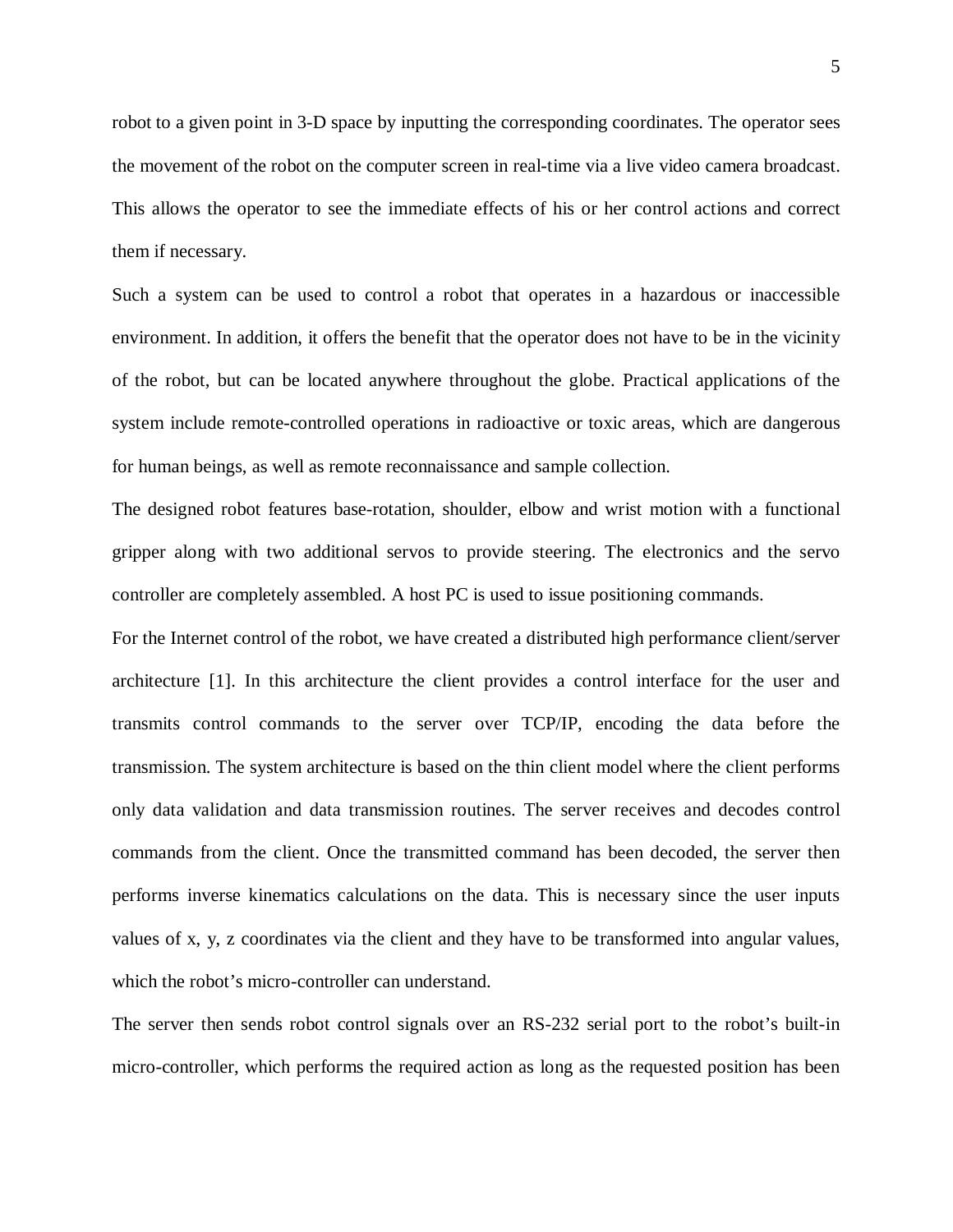robot to a given point in 3-D space by inputting the corresponding coordinates. The operator sees the movement of the robot on the computer screen in real-time via a live video camera broadcast. This allows the operator to see the immediate effects of his or her control actions and correct them if necessary.

Such a system can be used to control a robot that operates in a hazardous or inaccessible environment. In addition, it offers the benefit that the operator does not have to be in the vicinity of the robot, but can be located anywhere throughout the globe. Practical applications of the system include remote-controlled operations in radioactive or toxic areas, which are dangerous for human beings, as well as remote reconnaissance and sample collection.

The designed robot features base-rotation, shoulder, elbow and wrist motion with a functional gripper along with two additional servos to provide steering. The electronics and the servo controller are completely assembled. A host PC is used to issue positioning commands.

For the Internet control of the robot, we have created a distributed high performance client/server architecture [1]. In this architecture the client provides a control interface for the user and transmits control commands to the server over TCP/IP, encoding the data before the transmission. The system architecture is based on the thin client model where the client performs only data validation and data transmission routines. The server receives and decodes control commands from the client. Once the transmitted command has been decoded, the server then performs inverse kinematics calculations on the data. This is necessary since the user inputs values of x, y, z coordinates via the client and they have to be transformed into angular values, which the robot's micro-controller can understand.

The server then sends robot control signals over an RS-232 serial port to the robot's built-in micro-controller, which performs the required action as long as the requested position has been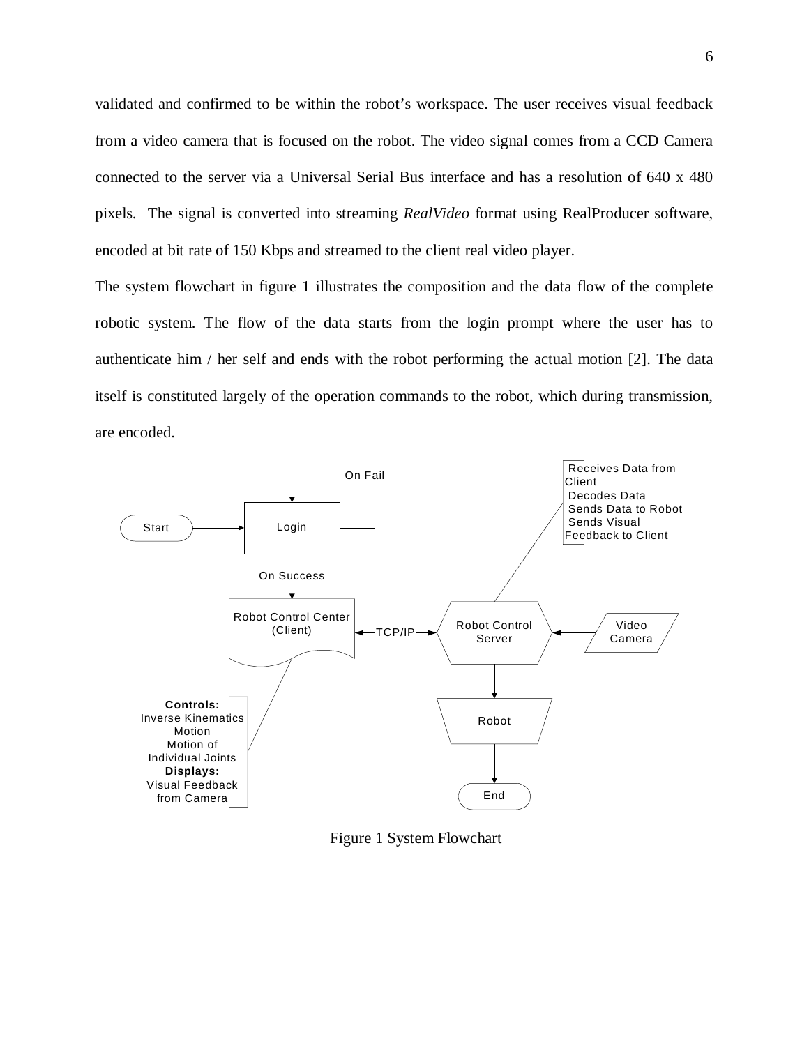validated and confirmed to be within the robot's workspace. The user receives visual feedback from a video camera that is focused on the robot. The video signal comes from a CCD Camera connected to the server via a Universal Serial Bus interface and has a resolution of 640 x 480 pixels. The signal is converted into streaming *RealVideo* format using RealProducer software, encoded at bit rate of 150 Kbps and streamed to the client real video player.

The system flowchart in figure 1 illustrates the composition and the data flow of the complete robotic system. The flow of the data starts from the login prompt where the user has to authenticate him / her self and ends with the robot performing the actual motion [2]. The data itself is constituted largely of the operation commands to the robot, which during transmission, are encoded.

Figure 1 System Flowchart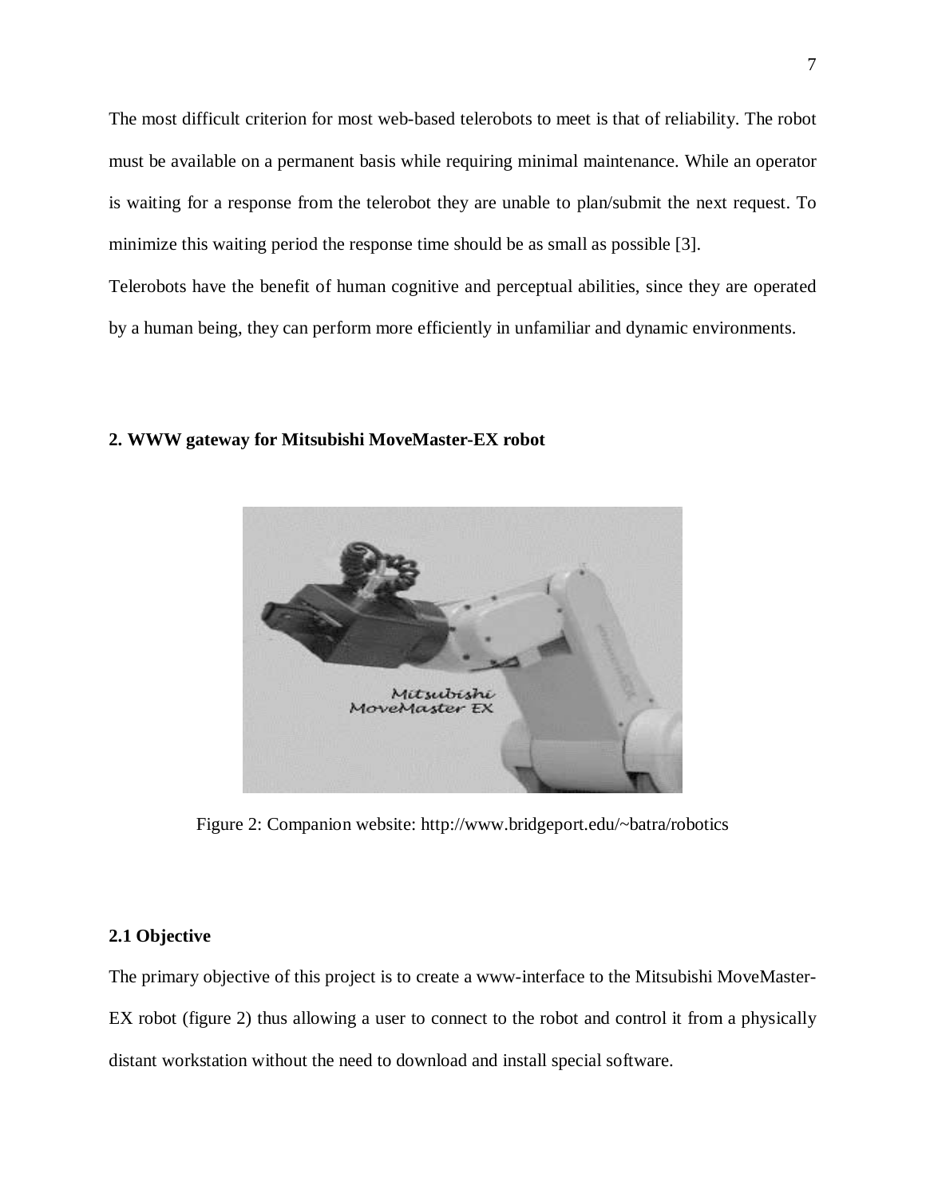The most difficult criterion for most web-based telerobots to meet is that of reliability. The robot must be available on a permanent basis while requiring minimal maintenance. While an operator is waiting for a response from the telerobot they are unable to plan/submit the next request. To minimize this waiting period the response time should be as small as possible [3].

Telerobots have the benefit of human cognitive and perceptual abilities, since they are operated by a human being, they can perform more efficiently in unfamiliar and dynamic environments.

## 2. WWW gateway for Mitsubishi MoveMaster-EX robot

Figure 2: Companion website: http://www.bridgeport.edu/~batra/robotics

### 2.1 Objective

The primary objective of this project is to create a www-interface to the Mitsubishi MoveMaster-EX robot (figure 2) thus allowing a user to connect to the robot and control it from a physically distant workstation without the need to download and install special software.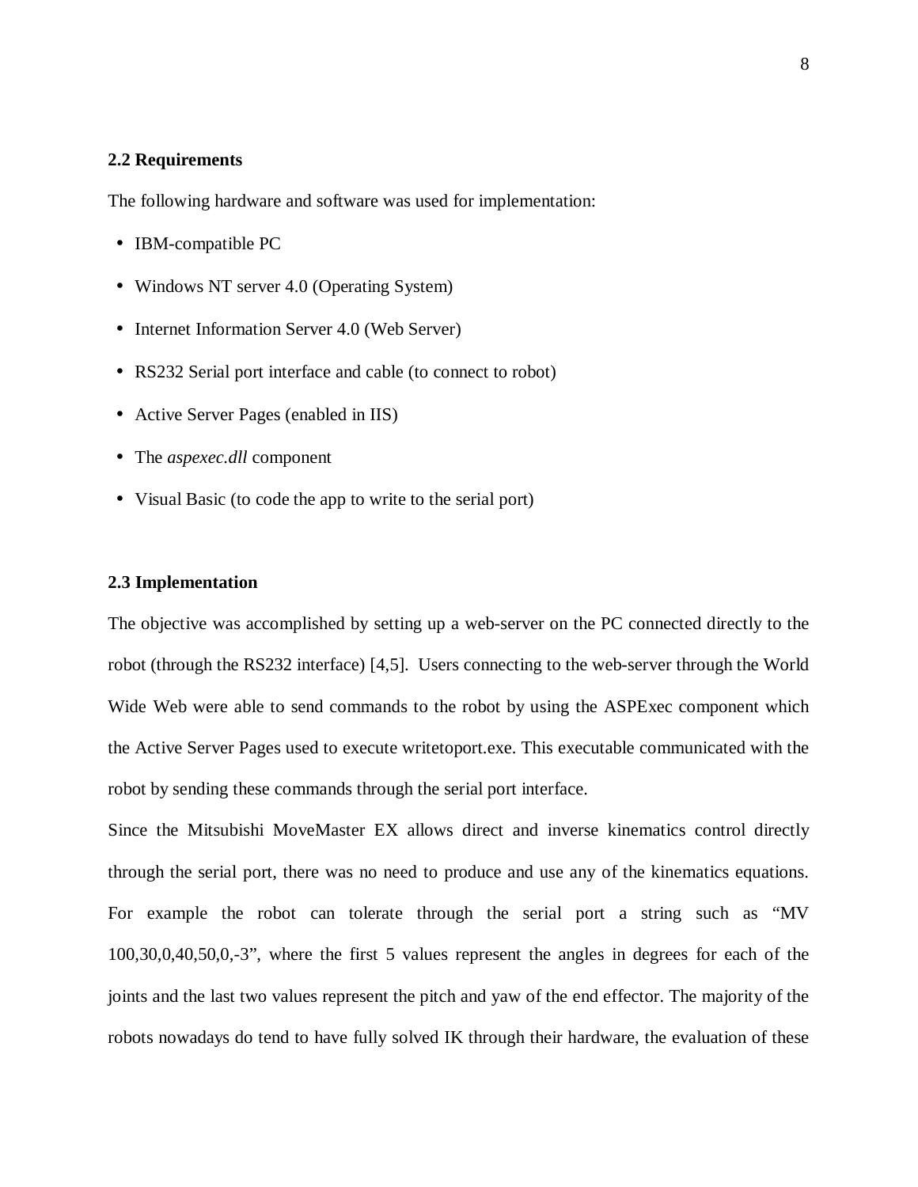### 2.2 Requirements

The following hardware and software was used for implementation:

- IBM-compatible PC
- Windows NT server 4.0 (Operating System)
- Internet Information Server 4.0 (Web Server)
- RS232 Serial port interface and cable (to connect to robot)
- Active Server Pages (enabled in IIS)
- The *aspexec.dll* component
- Visual Basic (to code the app to write to the serial port)

### 2.3 Implementation

The objective was accomplished by setting up a web-server on the PC connected directly to the robot (through the RS232 interface) [4,5]. Users connecting to the web-server through the World Wide Web were able to send commands to the robot by using the ASPExec component which the Active Server Pages used to execute writetoport.exe. This executable communicated with the robot by sending these commands through the serial port interface.

Since the Mitsubishi MoveMaster EX allows direct and inverse kinematics control directly through the serial port, there was no need to produce and use any of the kinematics equations. For example the robot can tolerate through the serial port a string such as "MV 100,30,0,40,50,0,-3", where the first 5 values represent the angles in degrees for each of the joints and the last two values represent the pitch and yaw of the end effector. The majority of the robots nowadays do tend to have fully solved IK through their hardware, the evaluation of these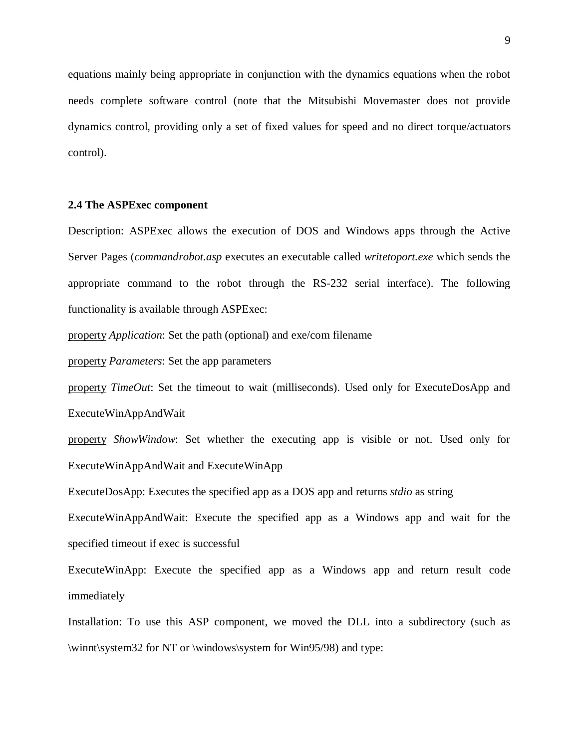equations mainly being appropriate in conjunction with the dynamics equations when the robot needs complete software control (note that the Mitsubishi Movemaster does not provide dynamics control, providing only a set of fixed values for speed and no direct torque/actuators control).

### 2.4 The ASPExec component

Description: ASPExec allows the execution of DOS and Windows apps through the Active Server Pages (*commandrobot.asp* executes an executable called *writetoport.exe* which sends the appropriate command to the robot through the RS-232 serial interface). The following functionality is available through ASPExec:

<u>property</u> *Application*: Set the path (optional) and exe/com filename

<u>property</u> *Parameters*: Set the app parameters

<u>property</u> *TimeOut*: Set the timeout to wait (milliseconds). Used only for ExecuteDosApp and ExecuteWinAppAndWait

<u>property</u> *ShowWindow*: Set whether the executing app is visible or not. Used only for ExecuteWinAppAndWait and ExecuteWinApp

ExecuteDosApp: Executes the specified app as a DOS app and returns *stdio* as string

ExecuteWinAppAndWait: Execute the specified app as a Windows app and wait for the specified timeout if exec is successful

ExecuteWinApp: Execute the specified app as a Windows app and return result code immediately

Installation: To use this ASP component, we moved the DLL into a subdirectory (such as \winnt\system32 for NT or \windows\system for Win95/98) and type: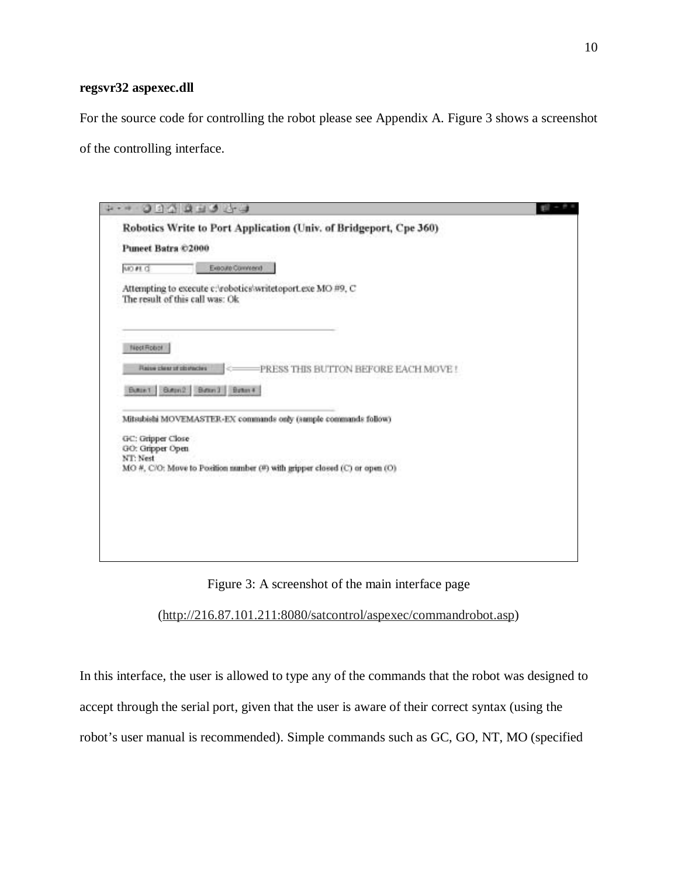**regsvr32 aspexec.dll**

For the source code for controlling the robot please see Appendix A. Figure 3 shows a screenshot of the controlling interface.

Figure 3: A screenshot of the main interface page

(http://216.87.101.211:8080/satcontrol/aspexec/commandrobot.asp)

In this interface, the user is allowed to type any of the commands that the robot was designed to accept through the serial port, given that the user is aware of their correct syntax (using the robot's user manual is recommended). Simple commands such as GC, GO, NT, MO (specified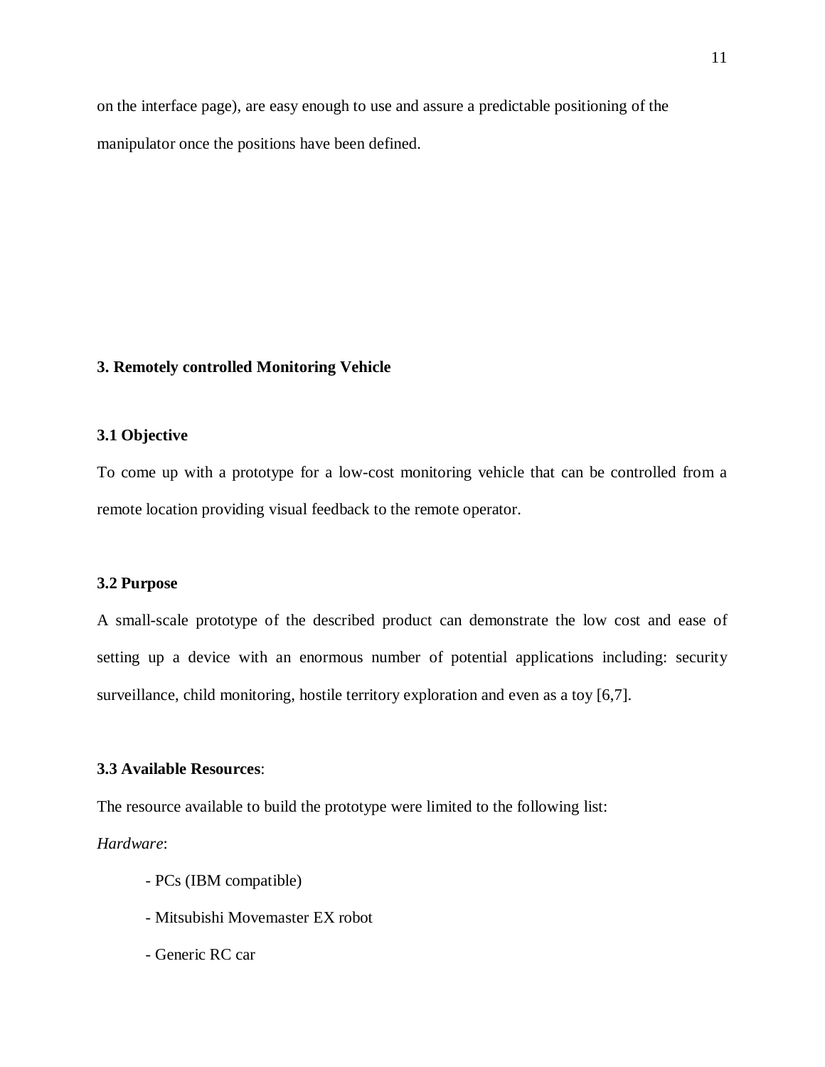on the interface page), are easy enough to use and assure a predictable positioning of the manipulator once the positions have been defined.

## 3. Remotely controlled Monitoring Vehicle

### 3.1 Objective

To come up with a prototype for a low-cost monitoring vehicle that can be controlled from a remote location providing visual feedback to the remote operator.

### 3.2 Purpose

A small-scale prototype of the described product can demonstrate the low cost and ease of setting up a device with an enormous number of potential applications including: security surveillance, child monitoring, hostile territory exploration and even as a toy [6,7].

### 3.3 Available Resources:

The resource available to build the prototype were limited to the following list:

*Hardware*:

- PCs (IBM compatible)
- Mitsubishi Movemaster EX robot
- Generic RC car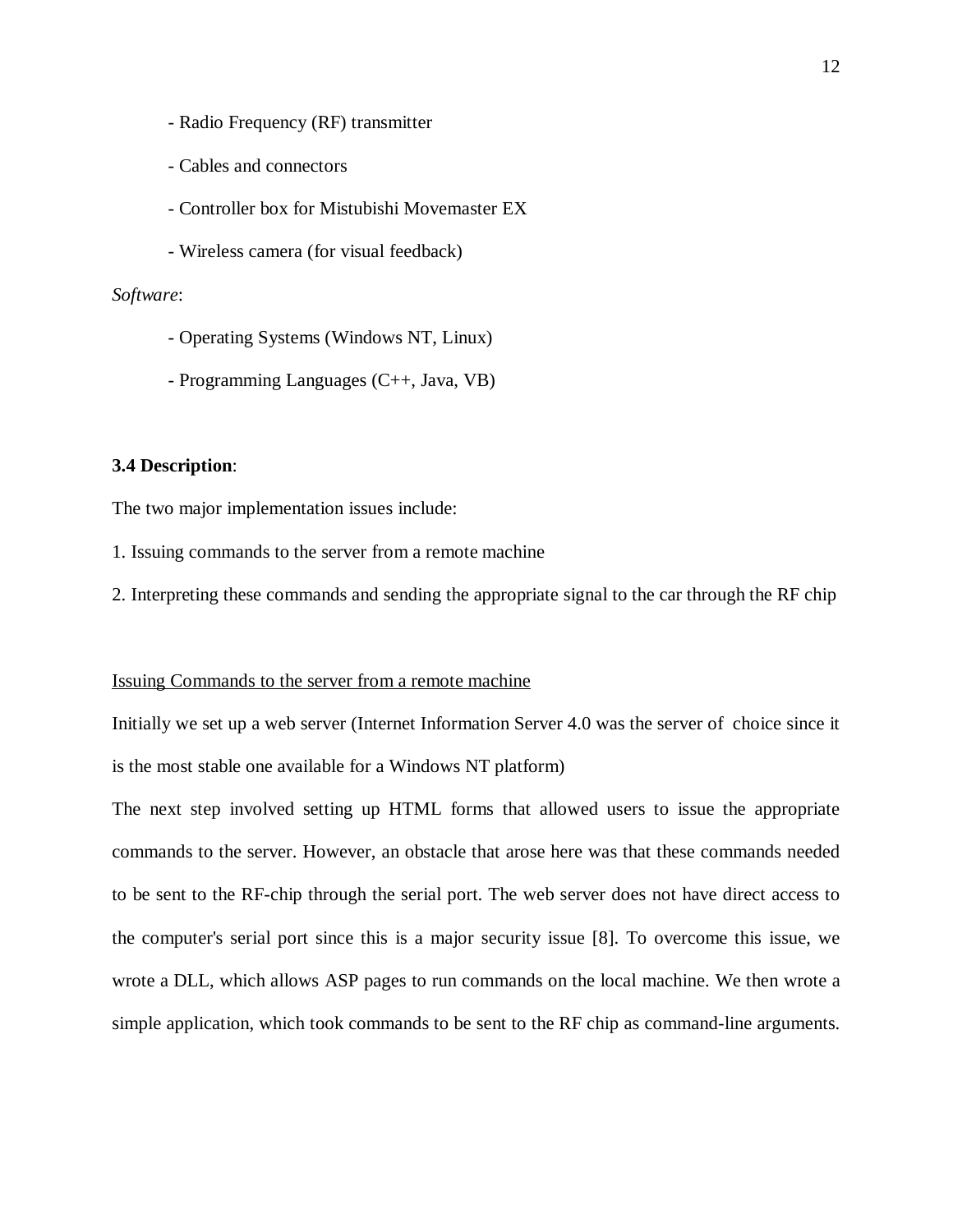- Radio Frequency (RF) transmitter
- Cables and connectors
- Controller box for Mistubishi Movemaster EX
- Wireless camera (for visual feedback)

*Software*:

- Operating Systems (Windows NT, Linux)
- Programming Languages (C++, Java, VB)

**3.4 Description**:

The two major implementation issues include:

1. Issuing commands to the server from a remote machine
2. Interpreting these commands and sending the appropriate signal to the car through the RF chip

<u>Issuing Commands to the server from a remote machine</u>

Initially we set up a web server (Internet Information Server 4.0 was the server of choice since it is the most stable one available for a Windows NT platform)

The next step involved setting up HTML forms that allowed users to issue the appropriate commands to the server. However, an obstacle that arose here was that these commands needed to be sent to the RF-chip through the serial port. The web server does not have direct access to the computer's serial port since this is a major security issue [8]. To overcome this issue, we wrote a DLL, which allows ASP pages to run commands on the local machine. We then wrote a simple application, which took commands to be sent to the RF chip as command-line arguments.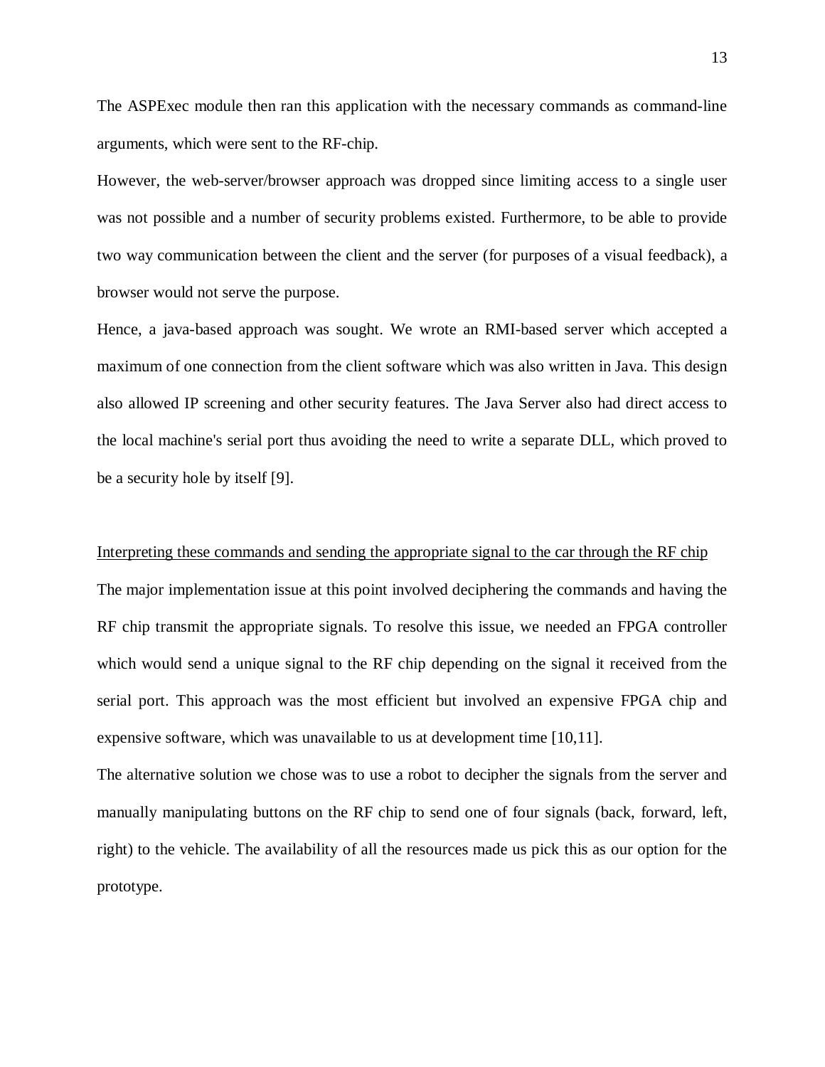The ASPExec module then ran this application with the necessary commands as command-line arguments, which were sent to the RF-chip.

However, the web-server/browser approach was dropped since limiting access to a single user was not possible and a number of security problems existed. Furthermore, to be able to provide two way communication between the client and the server (for purposes of a visual feedback), a browser would not serve the purpose.

Hence, a java-based approach was sought. We wrote an RMI-based server which accepted a maximum of one connection from the client software which was also written in Java. This design also allowed IP screening and other security features. The Java Server also had direct access to the local machine's serial port thus avoiding the need to write a separate DLL, which proved to be a security hole by itself [9].

<u>Interpreting these commands and sending the appropriate signal to the car through the RF chip</u>

The major implementation issue at this point involved deciphering the commands and having the RF chip transmit the appropriate signals. To resolve this issue, we needed an FPGA controller which would send a unique signal to the RF chip depending on the signal it received from the serial port. This approach was the most efficient but involved an expensive FPGA chip and expensive software, which was unavailable to us at development time [10,11].

The alternative solution we chose was to use a robot to decipher the signals from the server and manually manipulating buttons on the RF chip to send one of four signals (back, forward, left, right) to the vehicle. The availability of all the resources made us pick this as our option for the prototype.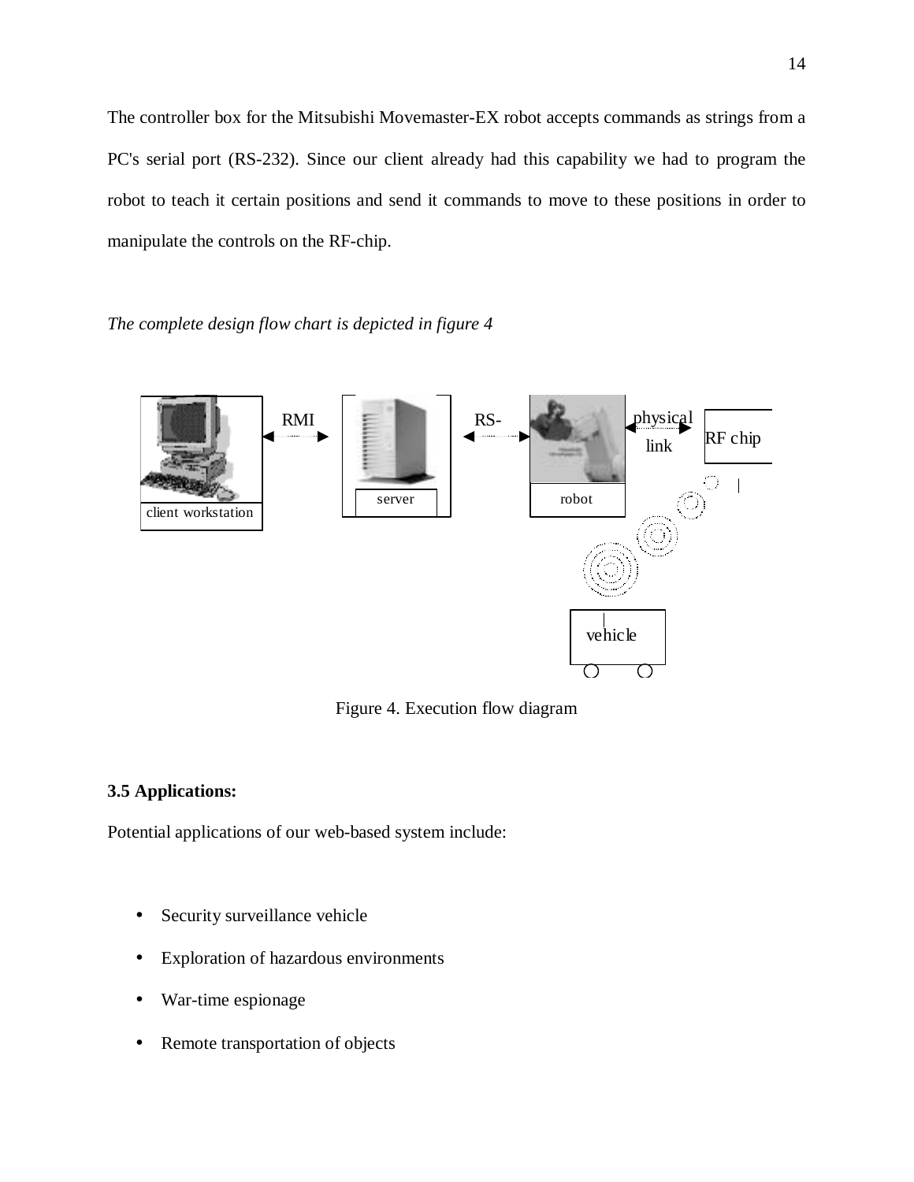The controller box for the Mitsubishi Movemaster-EX robot accepts commands as strings from a PC's serial port (RS-232). Since our client already had this capability we had to program the robot to teach it certain positions and send it commands to move to these positions in order to manipulate the controls on the RF-chip.

*The complete design flow chart is depicted in figure 4*

Figure 4. Execution flow diagram

**3.5 Applications:**

Potential applications of our web-based system include:

- Security surveillance vehicle
- Exploration of hazardous environments
- War-time espionage
- Remote transportation of objects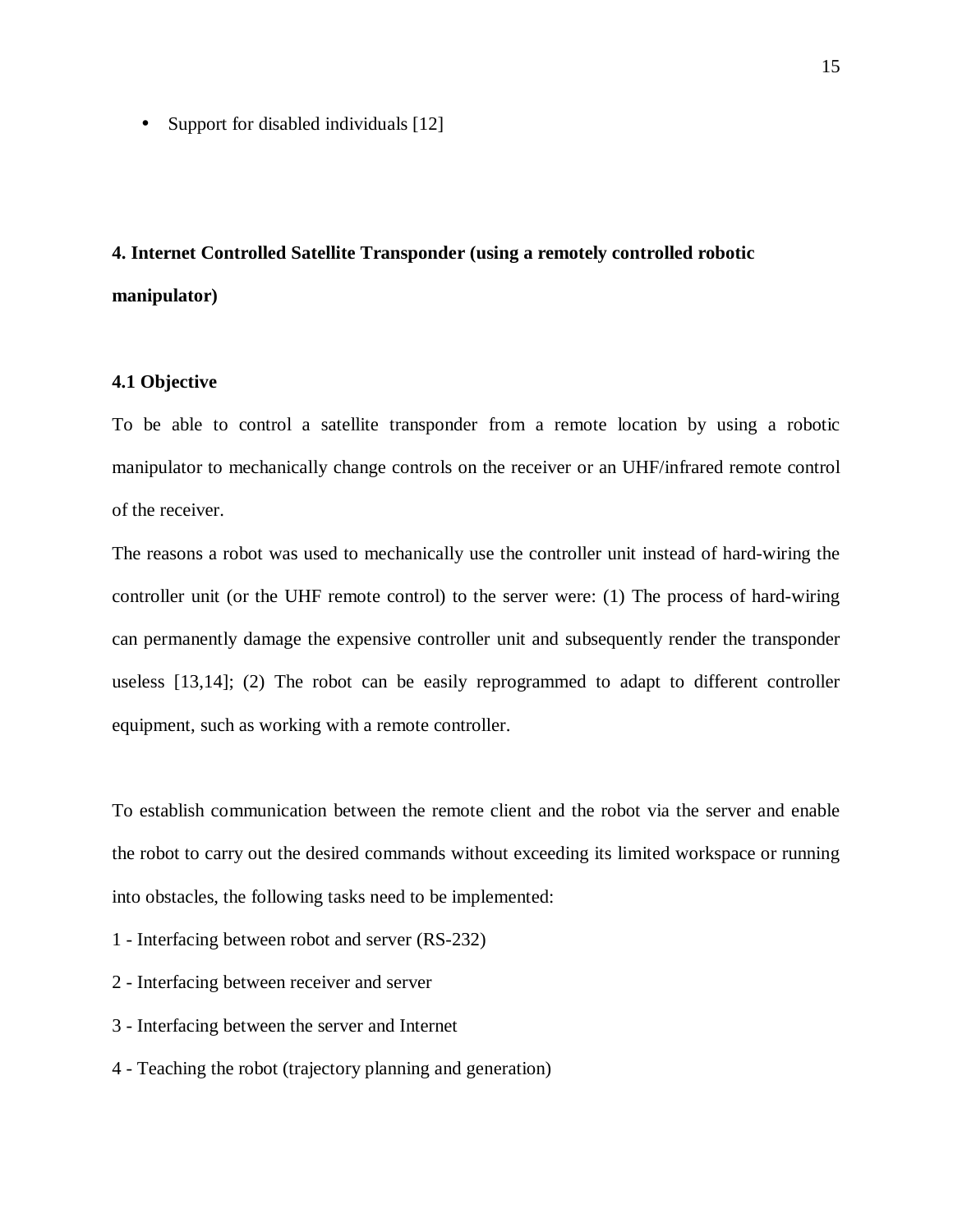- Support for disabled individuals [12]

## 4. Internet Controlled Satellite Transponder (using a remotely controlled robotic manipulator)

### 4.1 Objective

To be able to control a satellite transponder from a remote location by using a robotic manipulator to mechanically change controls on the receiver or an UHF/infrared remote control of the receiver.

The reasons a robot was used to mechanically use the controller unit instead of hard-wiring the controller unit (or the UHF remote control) to the server were: (1) The process of hard-wiring can permanently damage the expensive controller unit and subsequently render the transponder useless [13,14]; (2) The robot can be easily reprogrammed to adapt to different controller equipment, such as working with a remote controller.

To establish communication between the remote client and the robot via the server and enable the robot to carry out the desired commands without exceeding its limited workspace or running into obstacles, the following tasks need to be implemented:

1 - Interfacing between robot and server (RS-232)

2 - Interfacing between receiver and server

3 - Interfacing between the server and Internet

4 - Teaching the robot (trajectory planning and generation)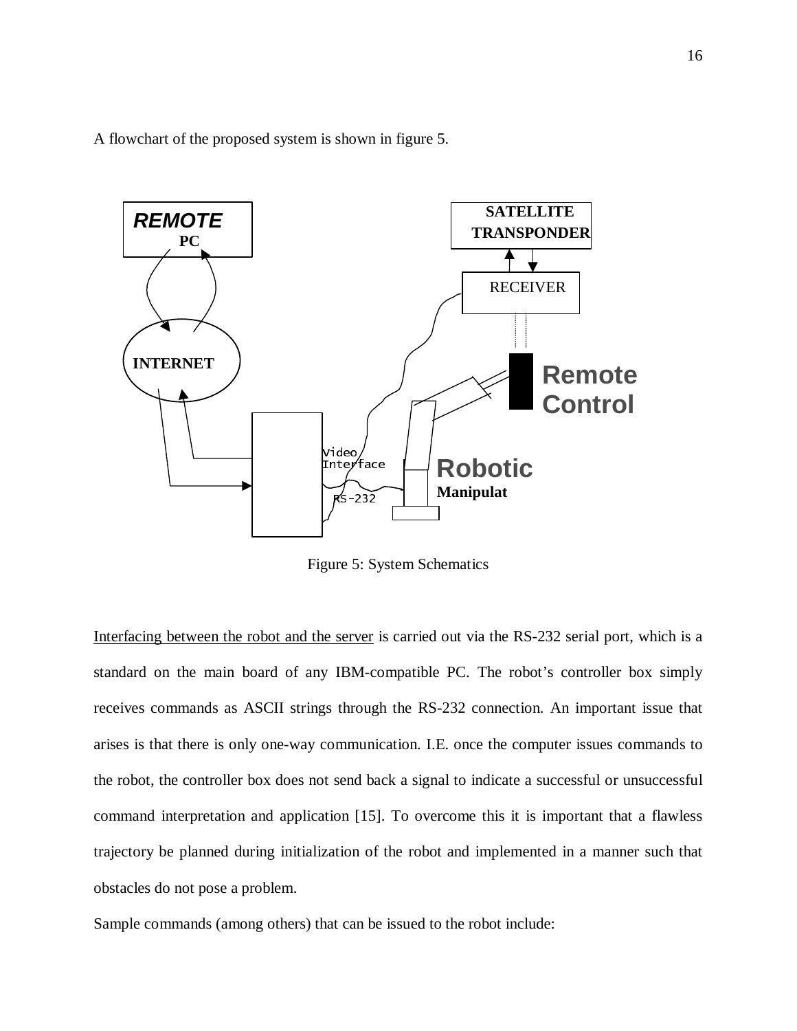A flowchart of the proposed system is shown in figure 5.

Figure 5: System Schematics

Interfacing between the robot and the server is carried out via the RS-232 serial port, which is a standard on the main board of any IBM-compatible PC. The robot's controller box simply receives commands as ASCII strings through the RS-232 connection. An important issue that arises is that there is only one-way communication. I.E. once the computer issues commands to the robot, the controller box does not send back a signal to indicate a successful or unsuccessful command interpretation and application [15]. To overcome this it is important that a flawless trajectory be planned during initialization of the robot and implemented in a manner such that obstacles do not pose a problem.

Sample commands (among others) that can be issued to the robot include: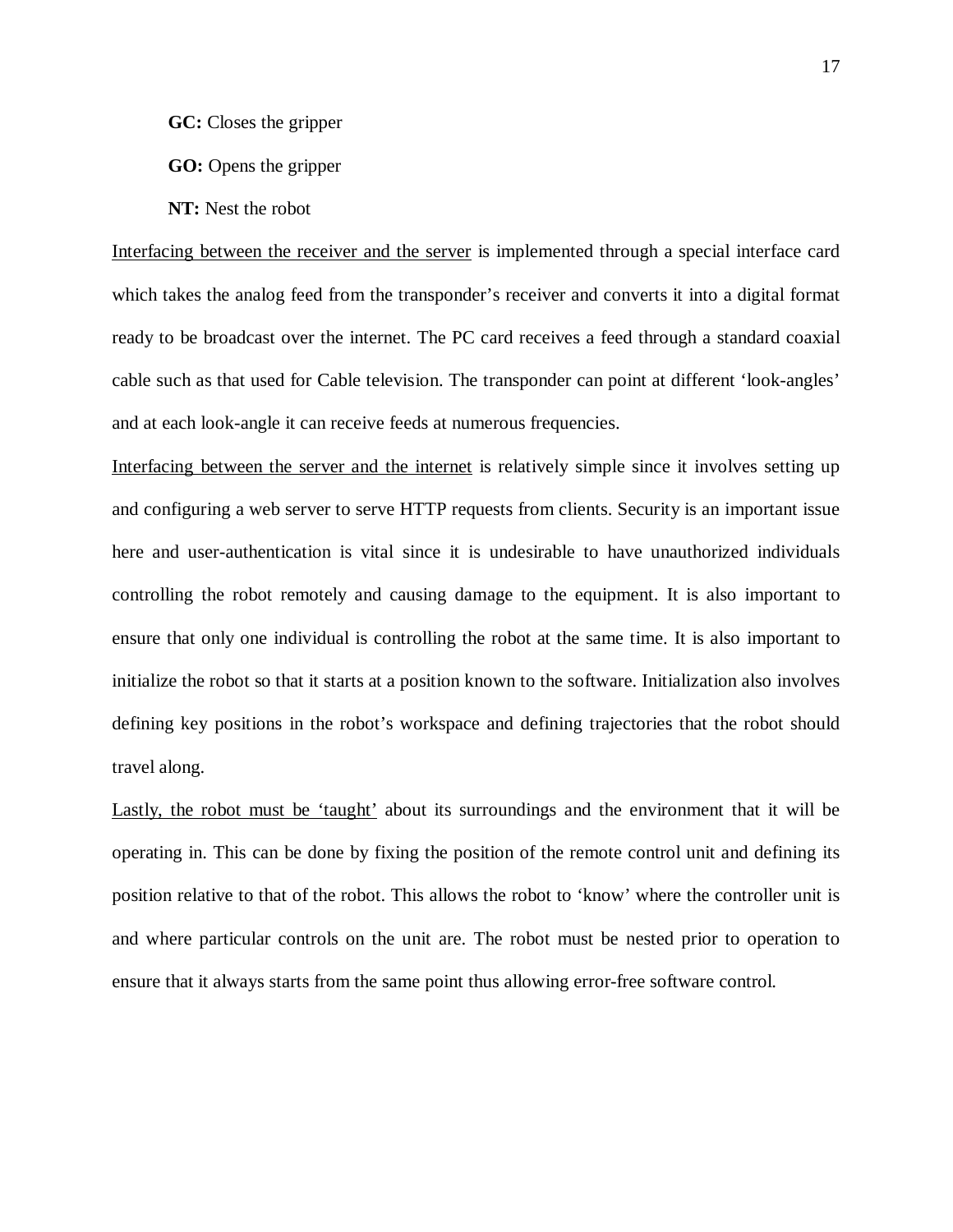**GC:** Closes the gripper

**GO:** Opens the gripper

**NT:** Nest the robot

<u>Interfacing between the receiver and the server</u> is implemented through a special interface card which takes the analog feed from the transponder's receiver and converts it into a digital format ready to be broadcast over the internet. The PC card receives a feed through a standard coaxial cable such as that used for Cable television. The transponder can point at different 'look-angles' and at each look-angle it can receive feeds at numerous frequencies.

<u>Interfacing between the server and the internet</u> is relatively simple since it involves setting up and configuring a web server to serve HTTP requests from clients. Security is an important issue here and user-authentication is vital since it is undesirable to have unauthorized individuals controlling the robot remotely and causing damage to the equipment. It is also important to ensure that only one individual is controlling the robot at the same time. It is also important to initialize the robot so that it starts at a position known to the software. Initialization also involves defining key positions in the robot's workspace and defining trajectories that the robot should travel along.

<u>Lastly, the robot must be 'taught'</u> about its surroundings and the environment that it will be operating in. This can be done by fixing the position of the remote control unit and defining its position relative to that of the robot. This allows the robot to 'know' where the controller unit is and where particular controls on the unit are. The robot must be nested prior to operation to ensure that it always starts from the same point thus allowing error-free software control.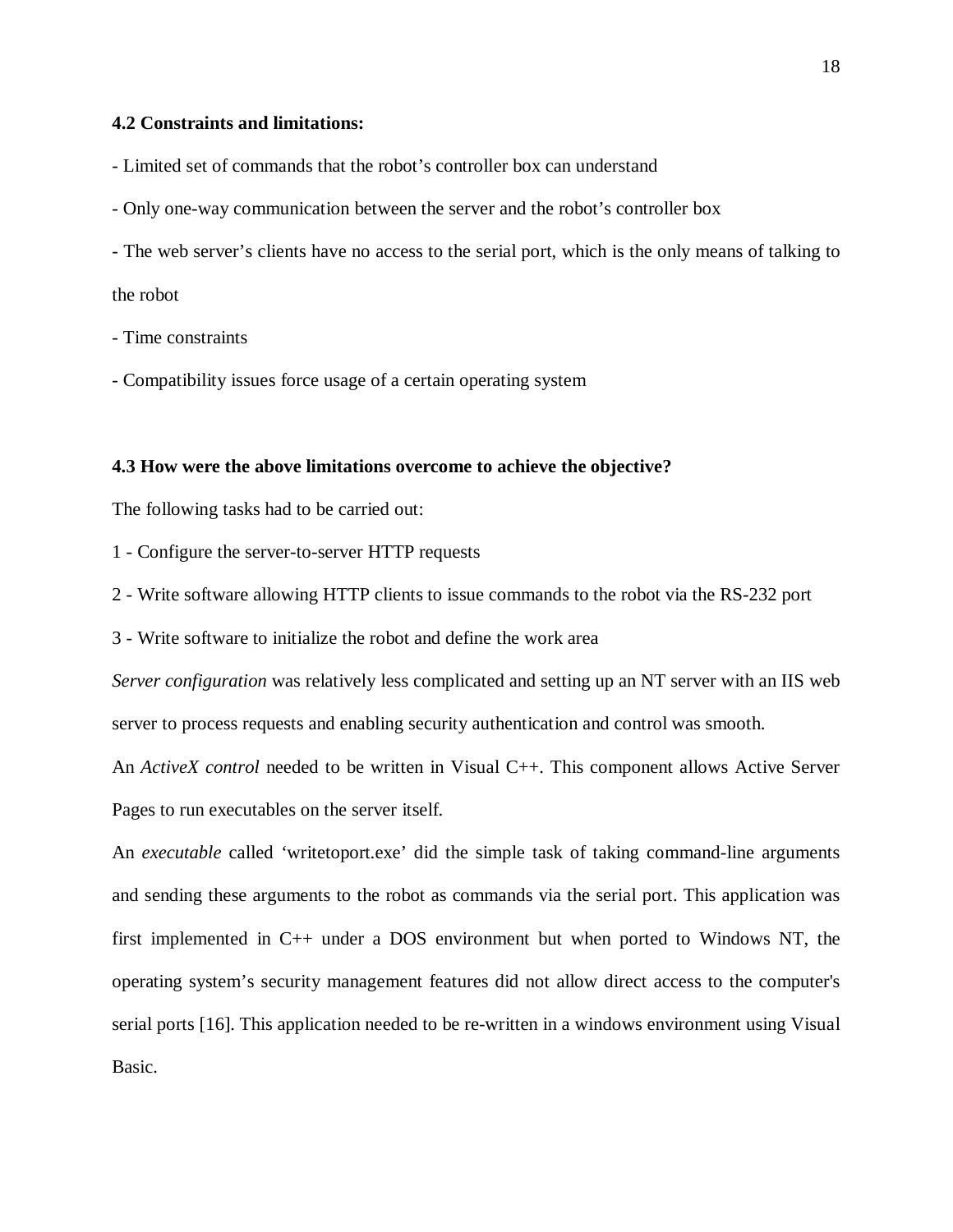### 4.2 Constraints and limitations:

- Limited set of commands that the robot's controller box can understand
- Only one-way communication between the server and the robot's controller box
- The web server's clients have no access to the serial port, which is the only means of talking to the robot
- Time constraints
- Compatibility issues force usage of a certain operating system

### 4.3 How were the above limitations overcome to achieve the objective?

The following tasks had to be carried out:

1 - Configure the server-to-server HTTP requests

2 - Write software allowing HTTP clients to issue commands to the robot via the RS-232 port

3 - Write software to initialize the robot and define the work area

*Server configuration* was relatively less complicated and setting up an NT server with an IIS web server to process requests and enabling security authentication and control was smooth.

An *ActiveX control* needed to be written in Visual C++. This component allows Active Server Pages to run executables on the server itself.

An *executable* called 'writetoport.exe' did the simple task of taking command-line arguments and sending these arguments to the robot as commands via the serial port. This application was first implemented in C++ under a DOS environment but when ported to Windows NT, the operating system's security management features did not allow direct access to the computer's serial ports [16]. This application needed to be re-written in a windows environment using Visual Basic.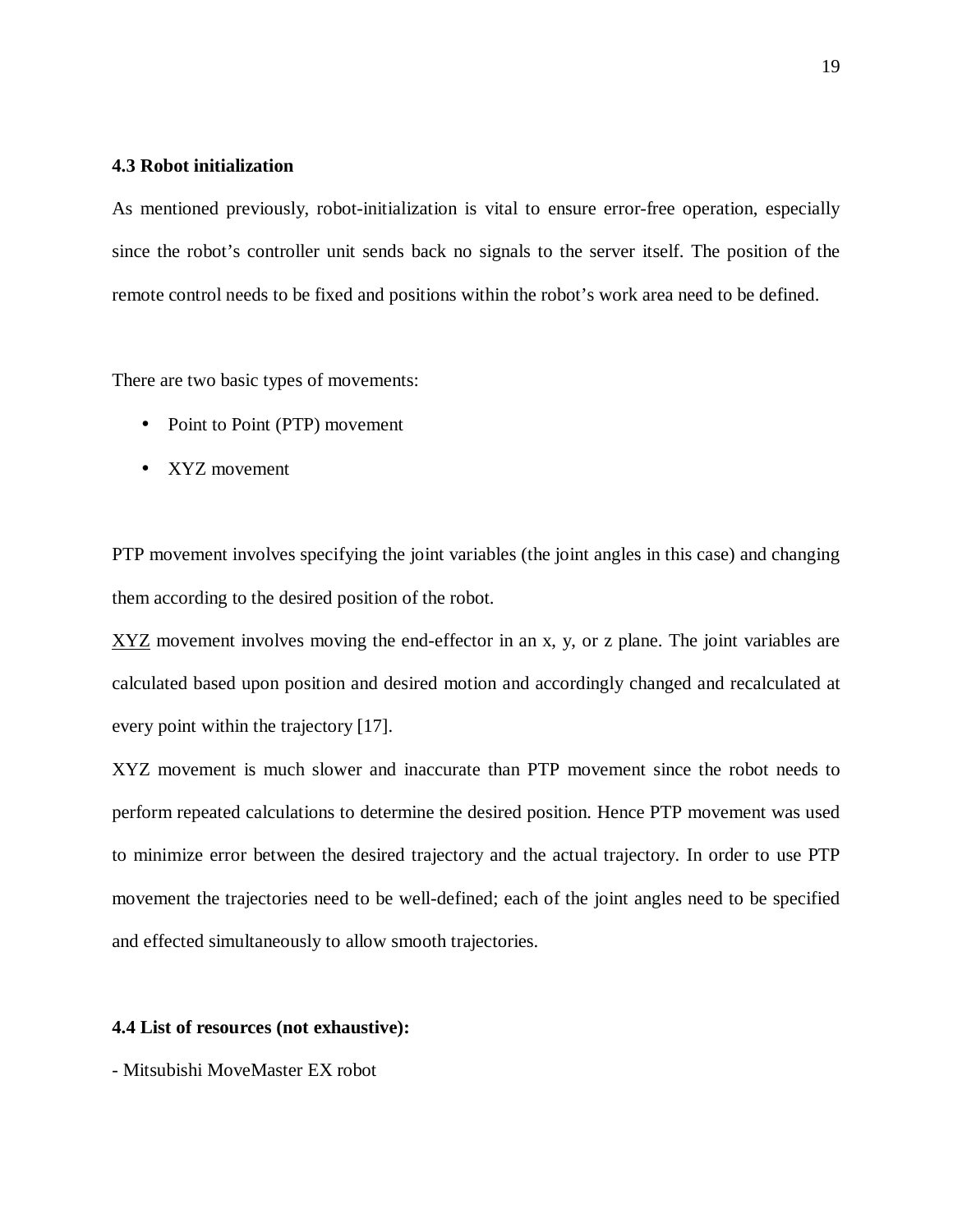### 4.3 Robot initialization

As mentioned previously, robot-initialization is vital to ensure error-free operation, especially since the robot's controller unit sends back no signals to the server itself. The position of the remote control needs to be fixed and positions within the robot's work area need to be defined.

There are two basic types of movements:

- Point to Point (PTP) movement
- XYZ movement

PTP movement involves specifying the joint variables (the joint angles in this case) and changing them according to the desired position of the robot.

XYZ movement involves moving the end-effector in an x, y, or z plane. The joint variables are calculated based upon position and desired motion and accordingly changed and recalculated at every point within the trajectory [17].

XYZ movement is much slower and inaccurate than PTP movement since the robot needs to perform repeated calculations to determine the desired position. Hence PTP movement was used to minimize error between the desired trajectory and the actual trajectory. In order to use PTP movement the trajectories need to be well-defined; each of the joint angles need to be specified and effected simultaneously to allow smooth trajectories.

### 4.4 List of resources (not exhaustive):

- Mitsubishi MoveMaster EX robot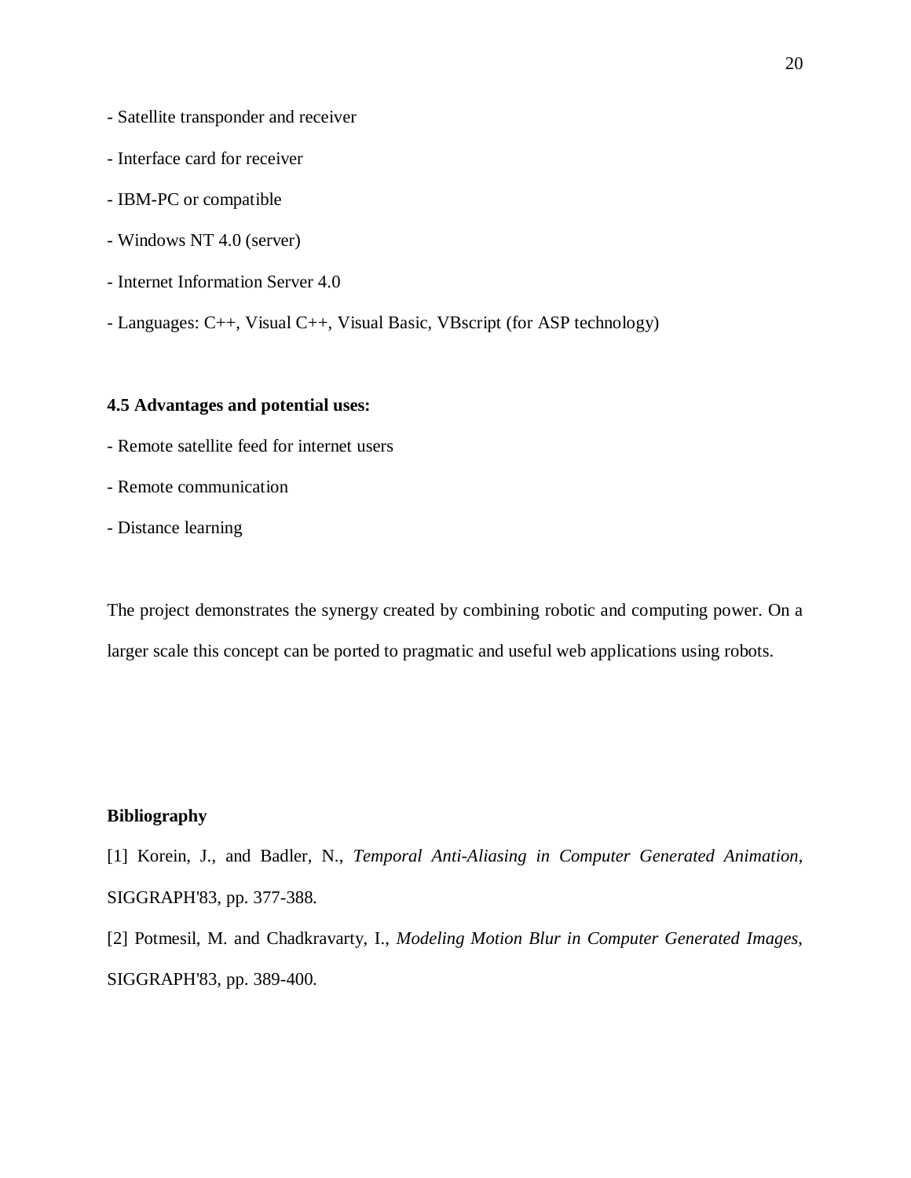- Satellite transponder and receiver
- Interface card for receiver
- IBM-PC or compatible
- Windows NT 4.0 (server)
- Internet Information Server 4.0
- Languages: C++, Visual C++, Visual Basic, VBscript (for ASP technology)

### 4.5 Advantages and potential uses:

- Remote satellite feed for internet users
- Remote communication
- Distance learning

The project demonstrates the synergy created by combining robotic and computing power. On a larger scale this concept can be ported to pragmatic and useful web applications using robots.

## Bibliography

[1] Korein, J., and Badler, N., *Temporal Anti-Aliasing in Computer Generated Animation*, SIGGRAPH'83, pp. 377-388.

[2] Potmesil, M. and Chadkravarty, I., *Modeling Motion Blur in Computer Generated Images*, SIGGRAPH'83, pp. 389-400.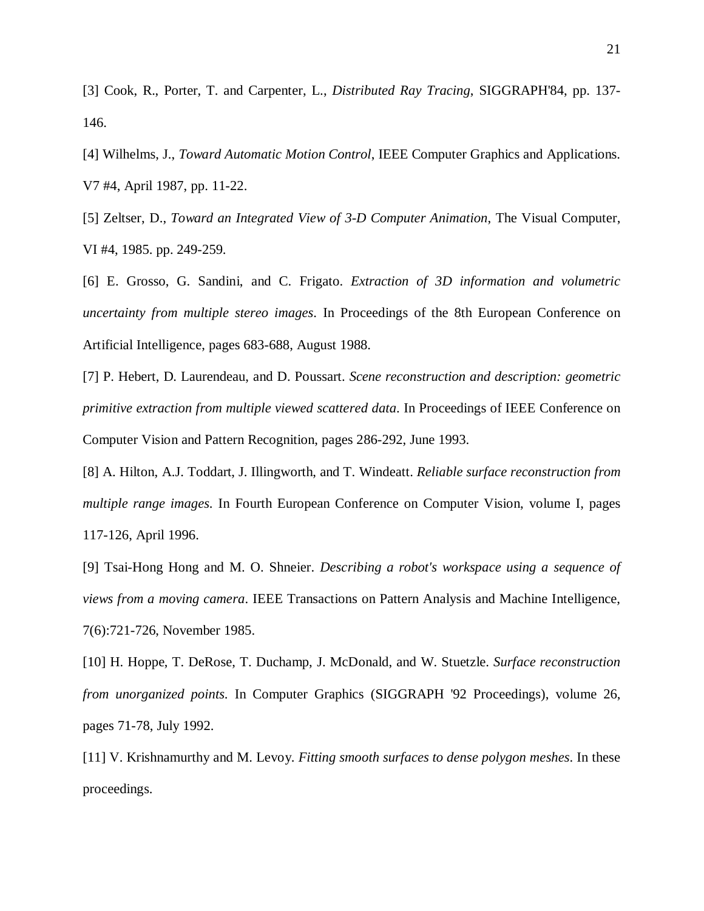[3] Cook, R., Porter, T. and Carpenter, L., *Distributed Ray Tracing*, SIGGRAPH'84, pp. 137-146.

[4] Wilhelms, J., *Toward Automatic Motion Control*, IEEE Computer Graphics and Applications. V7 #4, April 1987, pp. 11-22.

[5] Zeltser, D., *Toward an Integrated View of 3-D Computer Animation*, The Visual Computer, VI #4, 1985. pp. 249-259.

[6] E. Grosso, G. Sandini, and C. Frigato. *Extraction of 3D information and volumetric uncertainty from multiple stereo images*. In Proceedings of the 8th European Conference on Artificial Intelligence, pages 683-688, August 1988.

[7] P. Hebert, D. Laurendeau, and D. Poussart. *Scene reconstruction and description: geometric primitive extraction from multiple viewed scattered data*. In Proceedings of IEEE Conference on Computer Vision and Pattern Recognition, pages 286-292, June 1993.

[8] A. Hilton, A.J. Toddart, J. Illingworth, and T. Windeatt. *Reliable surface reconstruction from multiple range images*. In Fourth European Conference on Computer Vision, volume I, pages 117-126, April 1996.

[9] Tsai-Hong Hong and M. O. Shneier. *Describing a robot's workspace using a sequence of views from a moving camera*. IEEE Transactions on Pattern Analysis and Machine Intelligence, 7(6):721-726, November 1985.

[10] H. Hoppe, T. DeRose, T. Duchamp, J. McDonald, and W. Stuetzle. *Surface reconstruction from unorganized points*. In Computer Graphics (SIGGRAPH '92 Proceedings), volume 26, pages 71-78, July 1992.

[11] V. Krishnamurthy and M. Levoy. *Fitting smooth surfaces to dense polygon meshes*. In these proceedings.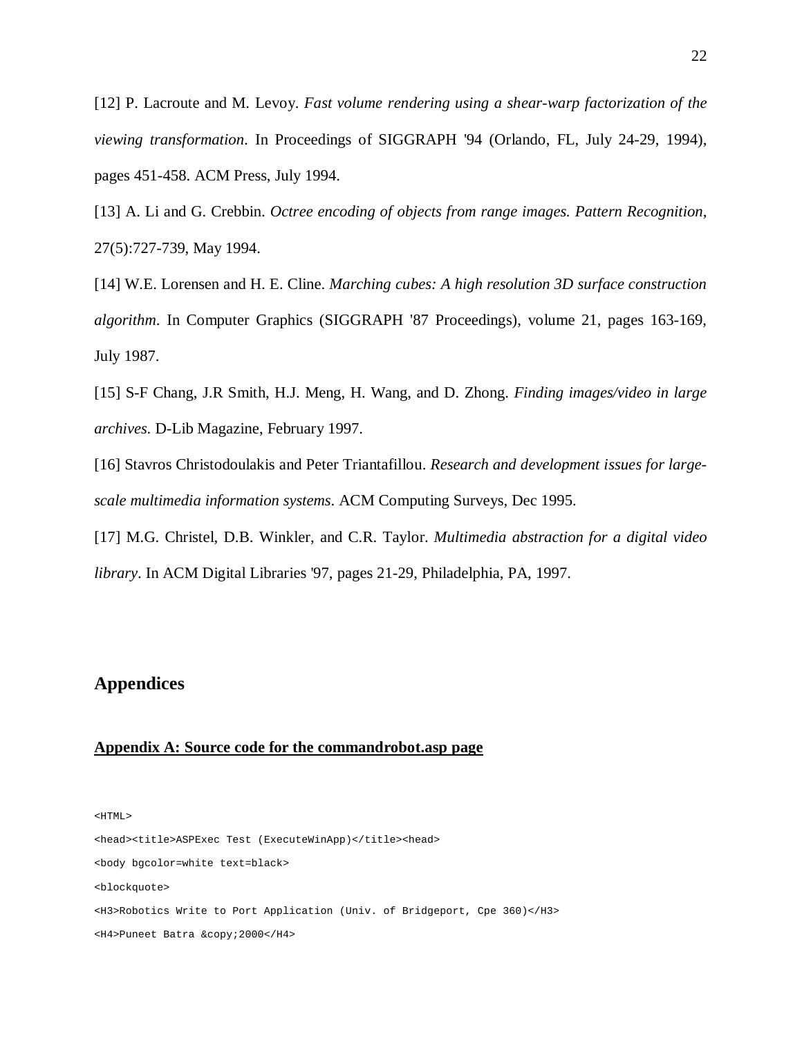[12] P. Lacroute and M. Levoy. *Fast volume rendering using a shear-warp factorization of the viewing transformation*. In Proceedings of SIGGRAPH '94 (Orlando, FL, July 24-29, 1994), pages 451-458. ACM Press, July 1994.

[13] A. Li and G. Crebbin. *Octree encoding of objects from range images. Pattern Recognition*, 27(5):727-739, May 1994.

[14] W.E. Lorensen and H. E. Cline. *Marching cubes: A high resolution 3D surface construction algorithm*. In Computer Graphics (SIGGRAPH '87 Proceedings), volume 21, pages 163-169, July 1987.

[15] S-F Chang, J.R Smith, H.J. Meng, H. Wang, and D. Zhong. *Finding images/video in large archives*. D-Lib Magazine, February 1997.

[16] Stavros Christodoulakis and Peter Triantafillou. *Research and development issues for large-scale multimedia information systems*. ACM Computing Surveys, Dec 1995.

[17] M.G. Christel, D.B. Winkler, and C.R. Taylor. *Multimedia abstraction for a digital video library*. In ACM Digital Libraries '97, pages 21-29, Philadelphia, PA, 1997.

## Appendices

### Appendix A: Source code for the commandrobot.asp page

```
<HTML>
<head><title>ASPExec Test (ExecuteWinApp)</title><head>
<body bgcolor=white text=black>
<blockquote>
<H3>Robotics Write to Port Application (Univ. of Bridgeport, Cpe 360)</H3>
<H4>Puneet Batra &copy;2000</H4>
```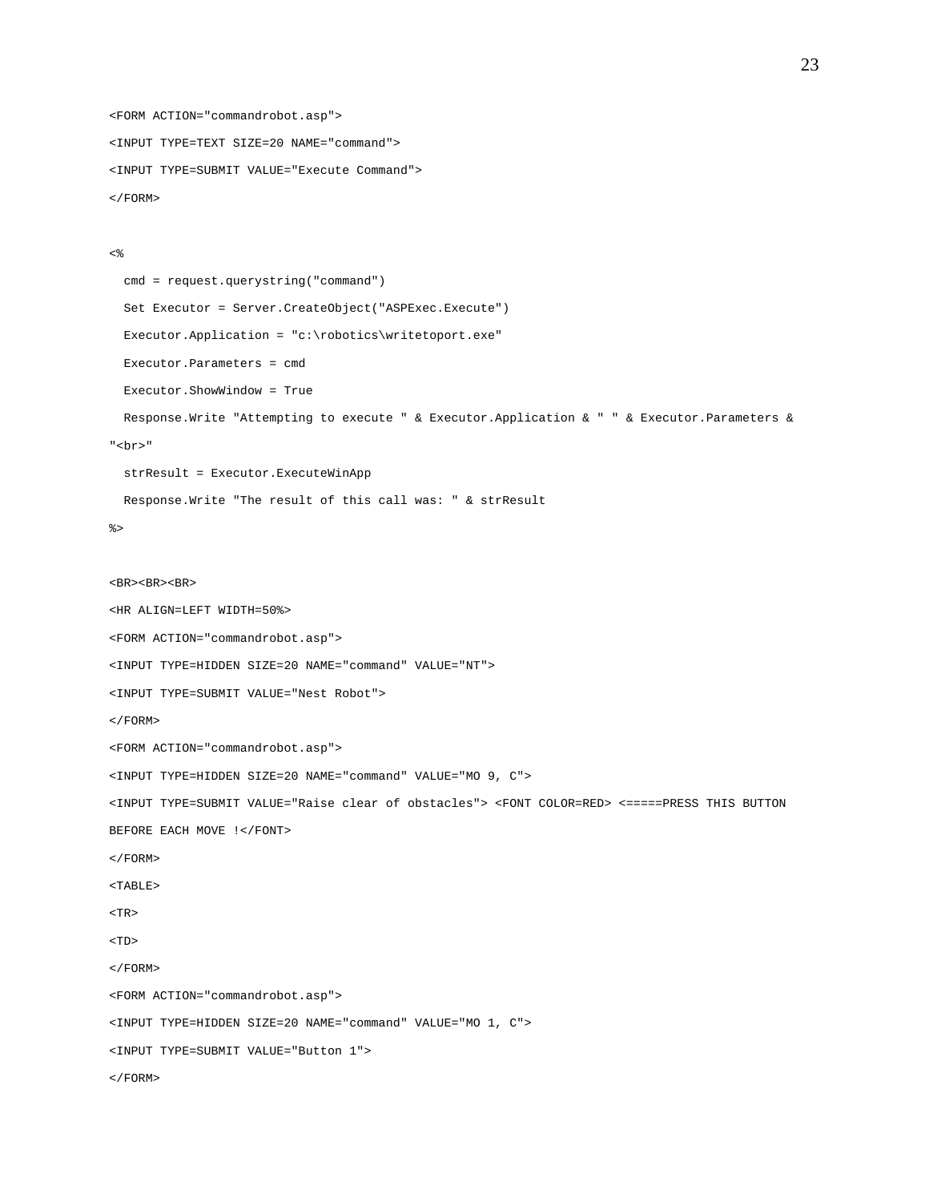```
<FORM ACTION="commandrobot.asp">
<INPUT TYPE=TEXT SIZE=20 NAME="command">
<INPUT TYPE=SUBMIT VALUE="Execute Command">
</FORM>

<%
  cmd = request.querystring("command")
  Set Executor = Server.CreateObject("ASPExec.Execute")
  Executor.Application = "c:\robotics\writetoport.exe"
  Executor.Parameters = cmd
  Executor.ShowWindow = True
  Response.Write "Attempting to execute " & Executor.Application & " " & Executor.Parameters &
"<br>"
  strResult = Executor.ExecuteWinApp
  Response.Write "The result of this call was: " & strResult
%>

<BR><BR><BR>
<HR ALIGN=LEFT WIDTH=50%>
<FORM ACTION="commandrobot.asp">
<INPUT TYPE=HIDDEN SIZE=20 NAME="command" VALUE="NT">
<INPUT TYPE=SUBMIT VALUE="Nest Robot">
</FORM>
<FORM ACTION="commandrobot.asp">
<INPUT TYPE=HIDDEN SIZE=20 NAME="command" VALUE="MO 9, C">
<INPUT TYPE=SUBMIT VALUE="Raise clear of obstacles"> <FONT COLOR=RED> <=====PRESS THIS BUTTON
BEFORE EACH MOVE !</FONT>
</FORM>
<TABLE>
<TR>
<TD>
</FORM>
<FORM ACTION="commandrobot.asp">
<INPUT TYPE=HIDDEN SIZE=20 NAME="command" VALUE="MO 1, C">
<INPUT TYPE=SUBMIT VALUE="Button 1">
</FORM>
```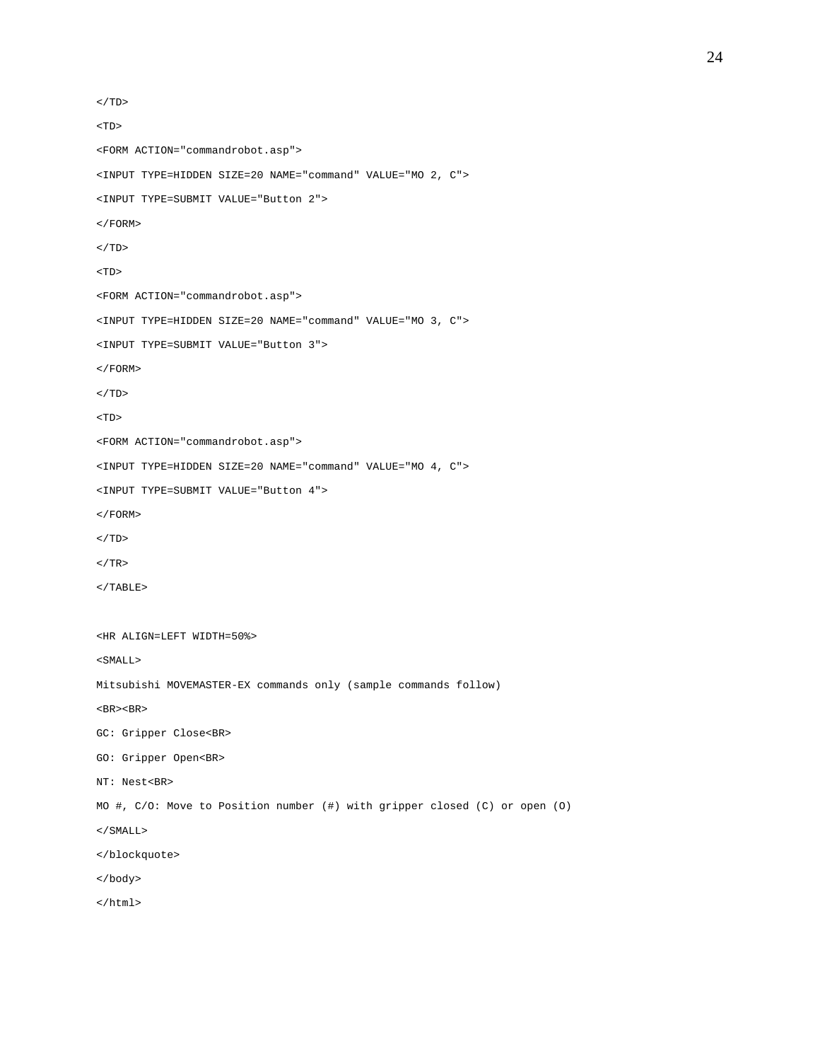```html
</TD>
<TD>
<FORM ACTION="commandrobot.asp">
<INPUT TYPE=HIDDEN SIZE=20 NAME="command" VALUE="MO 2, C">
<INPUT TYPE=SUBMIT VALUE="Button 2">
</FORM>
</TD>
<TD>
<FORM ACTION="commandrobot.asp">
<INPUT TYPE=HIDDEN SIZE=20 NAME="command" VALUE="MO 3, C">
<INPUT TYPE=SUBMIT VALUE="Button 3">
</FORM>
</TD>
<TD>
<FORM ACTION="commandrobot.asp">
<INPUT TYPE=HIDDEN SIZE=20 NAME="command" VALUE="MO 4, C">
<INPUT TYPE=SUBMIT VALUE="Button 4">
</FORM>
</TD>
</TR>
</TABLE>

<HR ALIGN=LEFT WIDTH=50%>
<SMALL>
Mitsubishi MOVEMASTER-EX commands only (sample commands follow)
<BR><BR>
GC: Gripper Close<BR>
GO: Gripper Open<BR>
NT: Nest<BR>
MO #, C/O: Move to Position number (#) with gripper closed (C) or open (O)
</SMALL>
</blockquote>
</body>
</html>
```